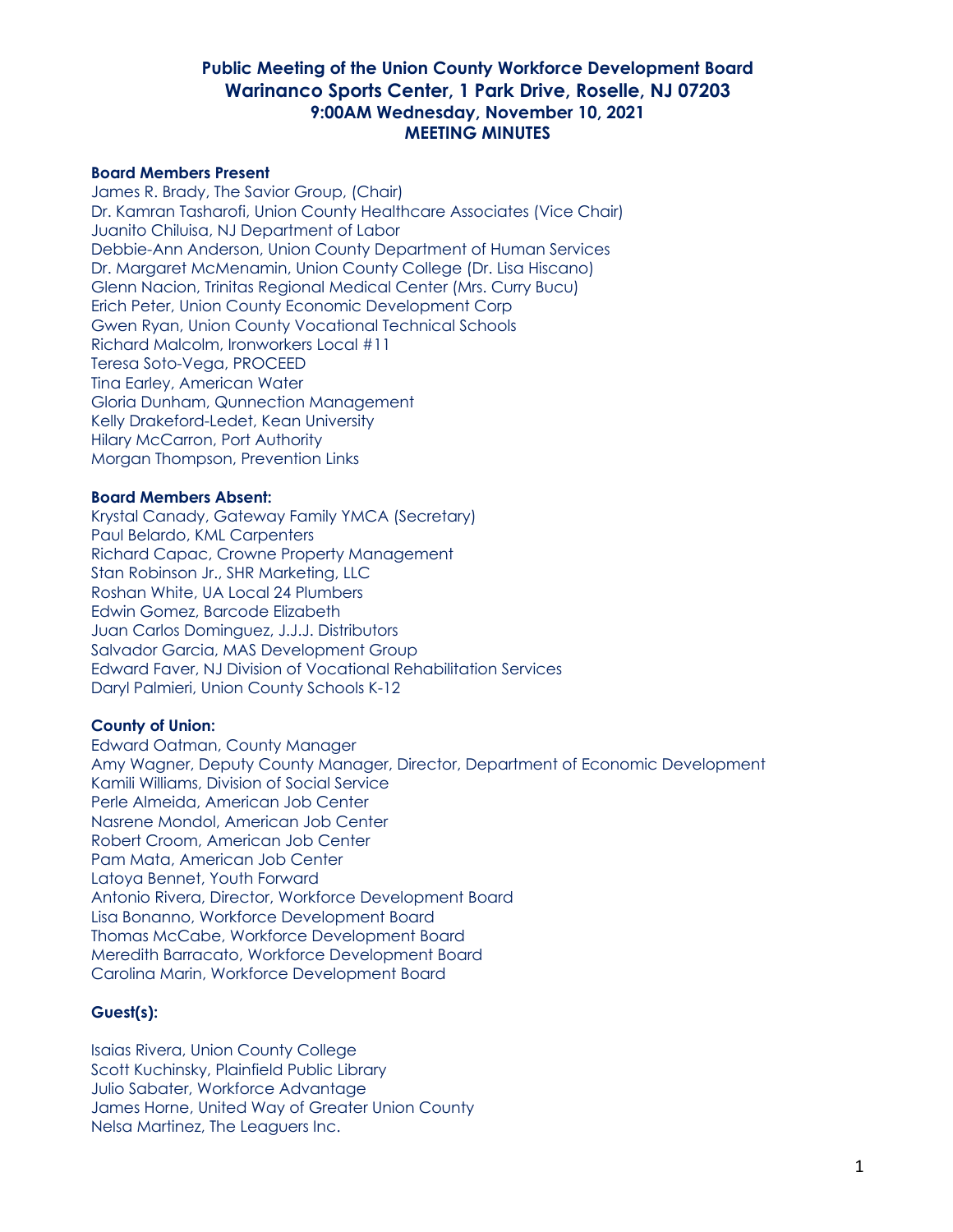# Public Meeting of the Union County Workforce Development Board
## Warinanco Sports Center, 1 Park Drive, Roselle, NJ 07203
### 9:00AM Wednesday, November 10, 2021
### MEETING MINUTES

**Board Members Present**

James R. Brady, The Savior Group, (Chair)
Dr. Kamran Tasharofi, Union County Healthcare Associates (Vice Chair)
Juanito Chiluisa, NJ Department of Labor
Debbie-Ann Anderson, Union County Department of Human Services
Dr. Margaret McMenamin, Union County College (Dr. Lisa Hiscano)
Glenn Nacion, Trinitas Regional Medical Center (Mrs. Curry Bucu)
Erich Peter, Union County Economic Development Corp
Gwen Ryan, Union County Vocational Technical Schools
Richard Malcolm, Ironworkers Local #11
Teresa Soto-Vega, PROCEED
Tina Earley, American Water
Gloria Dunham, Qunnection Management
Kelly Drakeford-Ledet, Kean University
Hilary McCarron, Port Authority
Morgan Thompson, Prevention Links

**Board Members Absent:**

Krystal Canady, Gateway Family YMCA (Secretary)
Paul Belardo, KML Carpenters
Richard Capac, Crowne Property Management
Stan Robinson Jr., SHR Marketing, LLC
Roshan White, UA Local 24 Plumbers
Edwin Gomez, Barcode Elizabeth
Juan Carlos Dominguez, J.J.J. Distributors
Salvador Garcia, MAS Development Group
Edward Faver, NJ Division of Vocational Rehabilitation Services
Daryl Palmieri, Union County Schools K-12

**County of Union:**

Edward Oatman, County Manager
Amy Wagner, Deputy County Manager, Director, Department of Economic Development
Kamili Williams, Division of Social Service
Perle Almeida, American Job Center
Nasrene Mondol, American Job Center
Robert Croom, American Job Center
Pam Mata, American Job Center
Latoya Bennet, Youth Forward
Antonio Rivera, Director, Workforce Development Board
Lisa Bonanno, Workforce Development Board
Thomas McCabe, Workforce Development Board
Meredith Barracato, Workforce Development Board
Carolina Marin, Workforce Development Board

**Guest(s):**

Isaias Rivera, Union County College
Scott Kuchinsky, Plainfield Public Library
Julio Sabater, Workforce Advantage
James Horne, United Way of Greater Union County
Nelsa Martinez, The Leaguers Inc.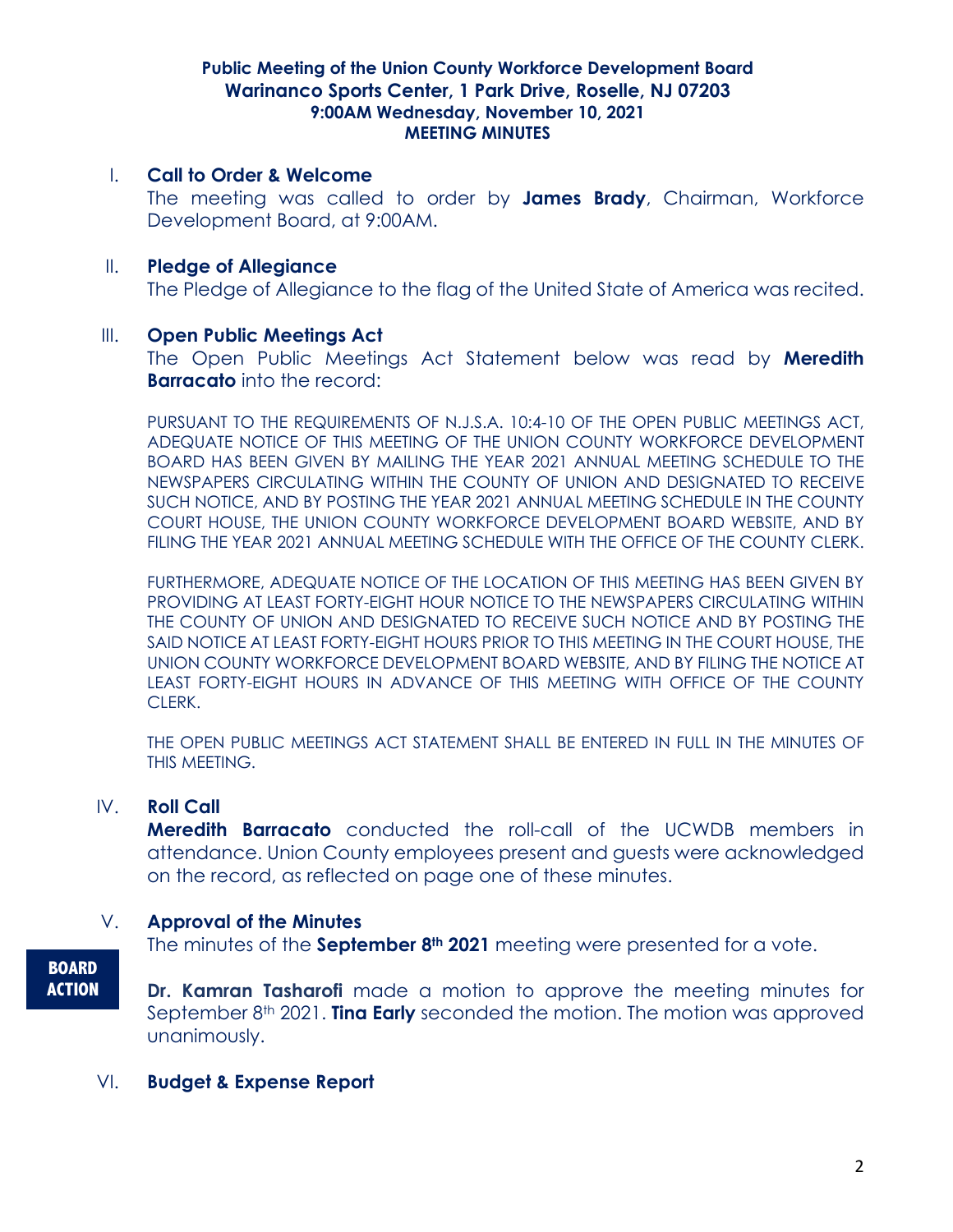**Public Meeting of the Union County Workforce Development Board**
**Warinanco Sports Center, 1 Park Drive, Roselle, NJ 07203**
**9:00AM Wednesday, November 10, 2021**
**MEETING MINUTES**

## I. Call to Order & Welcome

The meeting was called to order by **James Brady**, Chairman, Workforce Development Board, at 9:00AM.

## II. Pledge of Allegiance

The Pledge of Allegiance to the flag of the United State of America was recited.

## III. Open Public Meetings Act

The Open Public Meetings Act Statement below was read by **Meredith Barracato** into the record:

PURSUANT TO THE REQUIREMENTS OF N.J.S.A. 10:4-10 OF THE OPEN PUBLIC MEETINGS ACT, ADEQUATE NOTICE OF THIS MEETING OF THE UNION COUNTY WORKFORCE DEVELOPMENT BOARD HAS BEEN GIVEN BY MAILING THE YEAR 2021 ANNUAL MEETING SCHEDULE TO THE NEWSPAPERS CIRCULATING WITHIN THE COUNTY OF UNION AND DESIGNATED TO RECEIVE SUCH NOTICE, AND BY POSTING THE YEAR 2021 ANNUAL MEETING SCHEDULE IN THE COUNTY COURT HOUSE, THE UNION COUNTY WORKFORCE DEVELOPMENT BOARD WEBSITE, AND BY FILING THE YEAR 2021 ANNUAL MEETING SCHEDULE WITH THE OFFICE OF THE COUNTY CLERK.

FURTHERMORE, ADEQUATE NOTICE OF THE LOCATION OF THIS MEETING HAS BEEN GIVEN BY PROVIDING AT LEAST FORTY-EIGHT HOUR NOTICE TO THE NEWSPAPERS CIRCULATING WITHIN THE COUNTY OF UNION AND DESIGNATED TO RECEIVE SUCH NOTICE AND BY POSTING THE SAID NOTICE AT LEAST FORTY-EIGHT HOURS PRIOR TO THIS MEETING IN THE COURT HOUSE, THE UNION COUNTY WORKFORCE DEVELOPMENT BOARD WEBSITE, AND BY FILING THE NOTICE AT LEAST FORTY-EIGHT HOURS IN ADVANCE OF THIS MEETING WITH OFFICE OF THE COUNTY CLERK.

THE OPEN PUBLIC MEETINGS ACT STATEMENT SHALL BE ENTERED IN FULL IN THE MINUTES OF THIS MEETING.

## IV. Roll Call

**Meredith Barracato** conducted the roll-call of the UCWDB members in attendance. Union County employees present and guests were acknowledged on the record, as reflected on page one of these minutes.

## V. Approval of the Minutes

The minutes of the **September 8th 2021** meeting were presented for a vote.

**BOARD ACTION**

**Dr. Kamran Tasharofi** made a motion to approve the meeting minutes for September 8th 2021. **Tina Early** seconded the motion. The motion was approved unanimously.

## VI. Budget & Expense Report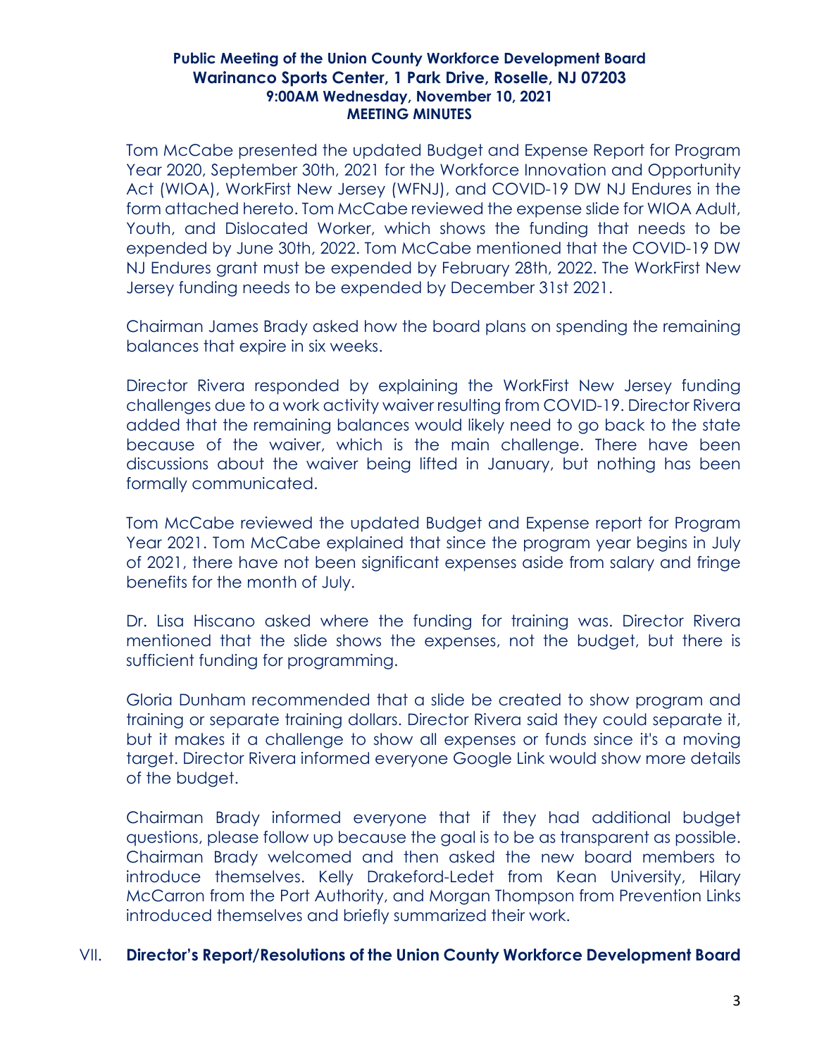**Public Meeting of the Union County Workforce Development Board**
**Warinanco Sports Center, 1 Park Drive, Roselle, NJ 07203**
**9:00AM Wednesday, November 10, 2021**
**MEETING MINUTES**

Tom McCabe presented the updated Budget and Expense Report for Program Year 2020, September 30th, 2021 for the Workforce Innovation and Opportunity Act (WIOA), WorkFirst New Jersey (WFNJ), and COVID-19 DW NJ Endures in the form attached hereto. Tom McCabe reviewed the expense slide for WIOA Adult, Youth, and Dislocated Worker, which shows the funding that needs to be expended by June 30th, 2022. Tom McCabe mentioned that the COVID-19 DW NJ Endures grant must be expended by February 28th, 2022. The WorkFirst New Jersey funding needs to be expended by December 31st 2021.

Chairman James Brady asked how the board plans on spending the remaining balances that expire in six weeks.

Director Rivera responded by explaining the WorkFirst New Jersey funding challenges due to a work activity waiver resulting from COVID-19. Director Rivera added that the remaining balances would likely need to go back to the state because of the waiver, which is the main challenge. There have been discussions about the waiver being lifted in January, but nothing has been formally communicated.

Tom McCabe reviewed the updated Budget and Expense report for Program Year 2021. Tom McCabe explained that since the program year begins in July of 2021, there have not been significant expenses aside from salary and fringe benefits for the month of July.

Dr. Lisa Hiscano asked where the funding for training was. Director Rivera mentioned that the slide shows the expenses, not the budget, but there is sufficient funding for programming.

Gloria Dunham recommended that a slide be created to show program and training or separate training dollars. Director Rivera said they could separate it, but it makes it a challenge to show all expenses or funds since it's a moving target. Director Rivera informed everyone Google Link would show more details of the budget.

Chairman Brady informed everyone that if they had additional budget questions, please follow up because the goal is to be as transparent as possible. Chairman Brady welcomed and then asked the new board members to introduce themselves. Kelly Drakeford-Ledet from Kean University, Hilary McCarron from the Port Authority, and Morgan Thompson from Prevention Links introduced themselves and briefly summarized their work.

## VII. **Director's Report/Resolutions of the Union County Workforce Development Board**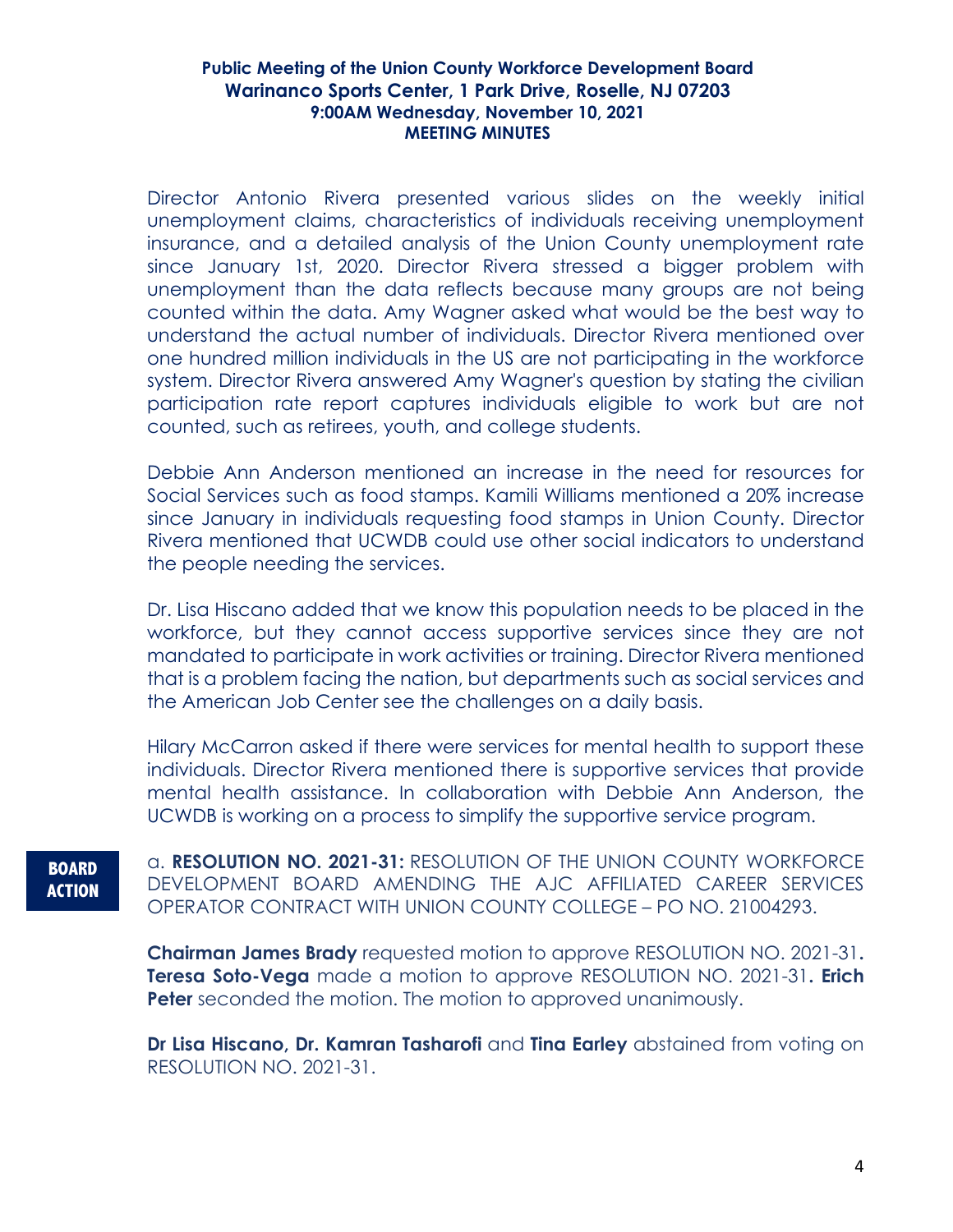**Public Meeting of the Union County Workforce Development Board**
**Warinanco Sports Center, 1 Park Drive, Roselle, NJ 07203**
**9:00AM Wednesday, November 10, 2021**
**MEETING MINUTES**

Director Antonio Rivera presented various slides on the weekly initial unemployment claims, characteristics of individuals receiving unemployment insurance, and a detailed analysis of the Union County unemployment rate since January 1st, 2020. Director Rivera stressed a bigger problem with unemployment than the data reflects because many groups are not being counted within the data. Amy Wagner asked what would be the best way to understand the actual number of individuals. Director Rivera mentioned over one hundred million individuals in the US are not participating in the workforce system. Director Rivera answered Amy Wagner's question by stating the civilian participation rate report captures individuals eligible to work but are not counted, such as retirees, youth, and college students.

Debbie Ann Anderson mentioned an increase in the need for resources for Social Services such as food stamps. Kamili Williams mentioned a 20% increase since January in individuals requesting food stamps in Union County. Director Rivera mentioned that UCWDB could use other social indicators to understand the people needing the services.

Dr. Lisa Hiscano added that we know this population needs to be placed in the workforce, but they cannot access supportive services since they are not mandated to participate in work activities or training. Director Rivera mentioned that is a problem facing the nation, but departments such as social services and the American Job Center see the challenges on a daily basis.

Hilary McCarron asked if there were services for mental health to support these individuals. Director Rivera mentioned there is supportive services that provide mental health assistance. In collaboration with Debbie Ann Anderson, the UCWDB is working on a process to simplify the supportive service program.

**BOARD ACTION**

a. **RESOLUTION NO. 2021-31:** RESOLUTION OF THE UNION COUNTY WORKFORCE DEVELOPMENT BOARD AMENDING THE AJC AFFILIATED CAREER SERVICES OPERATOR CONTRACT WITH UNION COUNTY COLLEGE – PO NO. 21004293.

**Chairman James Brady** requested motion to approve RESOLUTION NO. 2021-31**. Teresa Soto-Vega** made a motion to approve RESOLUTION NO. 2021-31**. Erich Peter** seconded the motion. The motion to approved unanimously.

**Dr Lisa Hiscano, Dr. Kamran Tasharofi** and **Tina Earley** abstained from voting on RESOLUTION NO. 2021-31.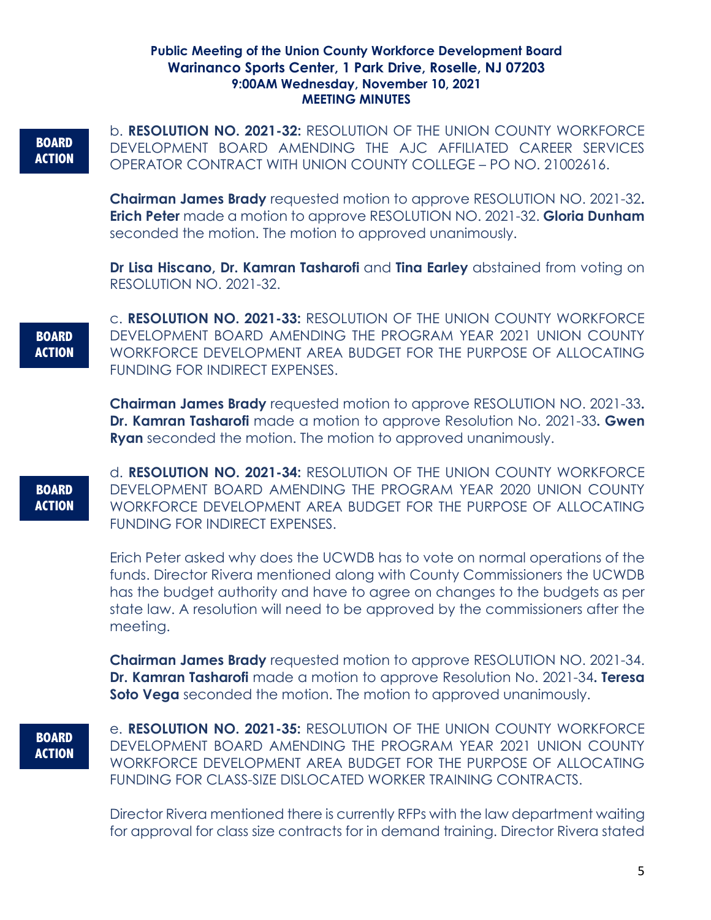**BOARD ACTION**

b. **RESOLUTION NO. 2021-32:** RESOLUTION OF THE UNION COUNTY WORKFORCE DEVELOPMENT BOARD AMENDING THE AJC AFFILIATED CAREER SERVICES OPERATOR CONTRACT WITH UNION COUNTY COLLEGE – PO NO. 21002616.

**Chairman James Brady** requested motion to approve RESOLUTION NO. 2021-32**.** **Erich Peter** made a motion to approve RESOLUTION NO. 2021-32. **Gloria Dunham** seconded the motion. The motion to approved unanimously.

**Dr Lisa Hiscano, Dr. Kamran Tasharofi** and **Tina Earley** abstained from voting on RESOLUTION NO. 2021-32.

**BOARD ACTION**

c. **RESOLUTION NO. 2021-33:** RESOLUTION OF THE UNION COUNTY WORKFORCE DEVELOPMENT BOARD AMENDING THE PROGRAM YEAR 2021 UNION COUNTY WORKFORCE DEVELOPMENT AREA BUDGET FOR THE PURPOSE OF ALLOCATING FUNDING FOR INDIRECT EXPENSES.

**Chairman James Brady** requested motion to approve RESOLUTION NO. 2021-33**.** **Dr. Kamran Tasharofi** made a motion to approve Resolution No. 2021-33**.** **Gwen Ryan** seconded the motion. The motion to approved unanimously.

**BOARD ACTION**

d. **RESOLUTION NO. 2021-34:** RESOLUTION OF THE UNION COUNTY WORKFORCE DEVELOPMENT BOARD AMENDING THE PROGRAM YEAR 2020 UNION COUNTY WORKFORCE DEVELOPMENT AREA BUDGET FOR THE PURPOSE OF ALLOCATING FUNDING FOR INDIRECT EXPENSES.

Erich Peter asked why does the UCWDB has to vote on normal operations of the funds. Director Rivera mentioned along with County Commissioners the UCWDB has the budget authority and have to agree on changes to the budgets as per state law. A resolution will need to be approved by the commissioners after the meeting.

**Chairman James Brady** requested motion to approve RESOLUTION NO. 2021-34. **Dr. Kamran Tasharofi** made a motion to approve Resolution No. 2021-34**.** **Teresa Soto Vega** seconded the motion. The motion to approved unanimously.

**BOARD ACTION**

e. **RESOLUTION NO. 2021-35:** RESOLUTION OF THE UNION COUNTY WORKFORCE DEVELOPMENT BOARD AMENDING THE PROGRAM YEAR 2021 UNION COUNTY WORKFORCE DEVELOPMENT AREA BUDGET FOR THE PURPOSE OF ALLOCATING FUNDING FOR CLASS-SIZE DISLOCATED WORKER TRAINING CONTRACTS.

Director Rivera mentioned there is currently RFPs with the law department waiting for approval for class size contracts for in demand training. Director Rivera stated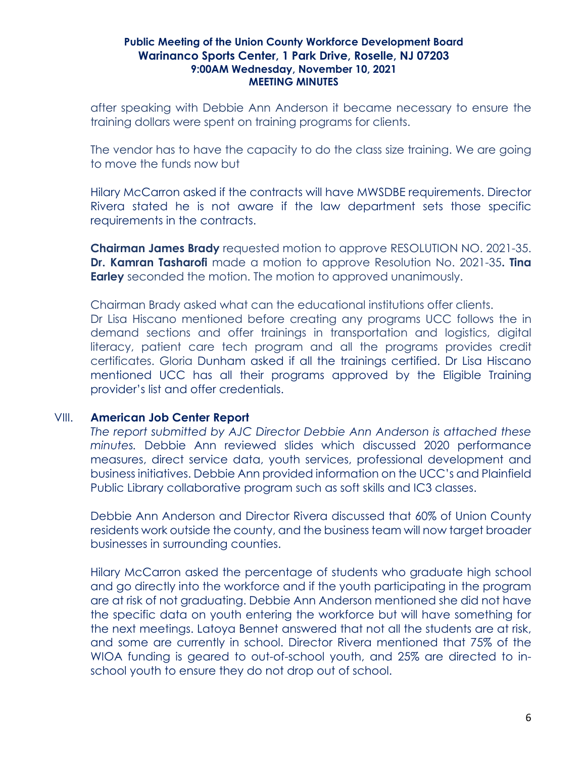after speaking with Debbie Ann Anderson it became necessary to ensure the training dollars were spent on training programs for clients.

The vendor has to have the capacity to do the class size training. We are going to move the funds now but

Hilary McCarron asked if the contracts will have MWSDBE requirements. Director Rivera stated he is not aware if the law department sets those specific requirements in the contracts.

**Chairman James Brady** requested motion to approve RESOLUTION NO. 2021-35. **Dr. Kamran Tasharofi** made a motion to approve Resolution No. 2021-35**. Tina Earley** seconded the motion. The motion to approved unanimously.

Chairman Brady asked what can the educational institutions offer clients.
Dr Lisa Hiscano mentioned before creating any programs UCC follows the in demand sections and offer trainings in transportation and logistics, digital literacy, patient care tech program and all the programs provides credit certificates. Gloria Dunham asked if all the trainings certified. Dr Lisa Hiscano mentioned UCC has all their programs approved by the Eligible Training provider's list and offer credentials.

## VIII. American Job Center Report

*The report submitted by AJC Director Debbie Ann Anderson is attached these minutes.* Debbie Ann reviewed slides which discussed 2020 performance measures, direct service data, youth services, professional development and business initiatives. Debbie Ann provided information on the UCC's and Plainfield Public Library collaborative program such as soft skills and IC3 classes.

Debbie Ann Anderson and Director Rivera discussed that 60% of Union County residents work outside the county, and the business team will now target broader businesses in surrounding counties.

Hilary McCarron asked the percentage of students who graduate high school and go directly into the workforce and if the youth participating in the program are at risk of not graduating. Debbie Ann Anderson mentioned she did not have the specific data on youth entering the workforce but will have something for the next meetings. Latoya Bennet answered that not all the students are at risk, and some are currently in school. Director Rivera mentioned that 75% of the WIOA funding is geared to out-of-school youth, and 25% are directed to in-school youth to ensure they do not drop out of school.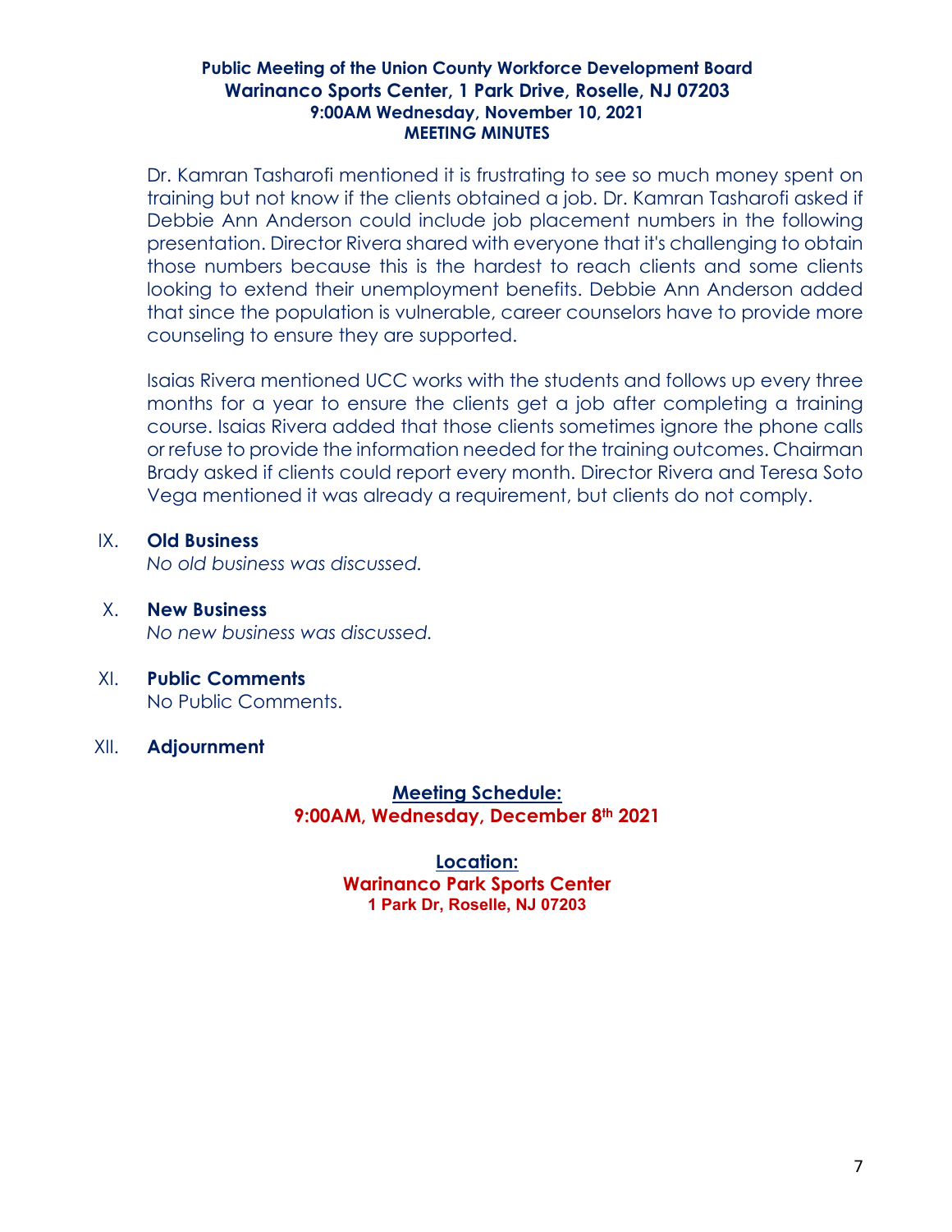**Public Meeting of the Union County Workforce Development Board**
**Warinanco Sports Center, 1 Park Drive, Roselle, NJ 07203**
**9:00AM Wednesday, November 10, 2021**
**MEETING MINUTES**

Dr. Kamran Tasharofi mentioned it is frustrating to see so much money spent on training but not know if the clients obtained a job. Dr. Kamran Tasharofi asked if Debbie Ann Anderson could include job placement numbers in the following presentation. Director Rivera shared with everyone that it's challenging to obtain those numbers because this is the hardest to reach clients and some clients looking to extend their unemployment benefits. Debbie Ann Anderson added that since the population is vulnerable, career counselors have to provide more counseling to ensure they are supported.

Isaias Rivera mentioned UCC works with the students and follows up every three months for a year to ensure the clients get a job after completing a training course. Isaias Rivera added that those clients sometimes ignore the phone calls or refuse to provide the information needed for the training outcomes. Chairman Brady asked if clients could report every month. Director Rivera and Teresa Soto Vega mentioned it was already a requirement, but clients do not comply.

## IX. Old Business

*No old business was discussed.*

## X. New Business

*No new business was discussed.*

## XI. Public Comments

No Public Comments.

## XII. Adjournment

**Meeting Schedule:**
**9:00AM, Wednesday, December 8th 2021**

**Location:**
**Warinanco Park Sports Center**
**1 Park Dr, Roselle, NJ 07203**